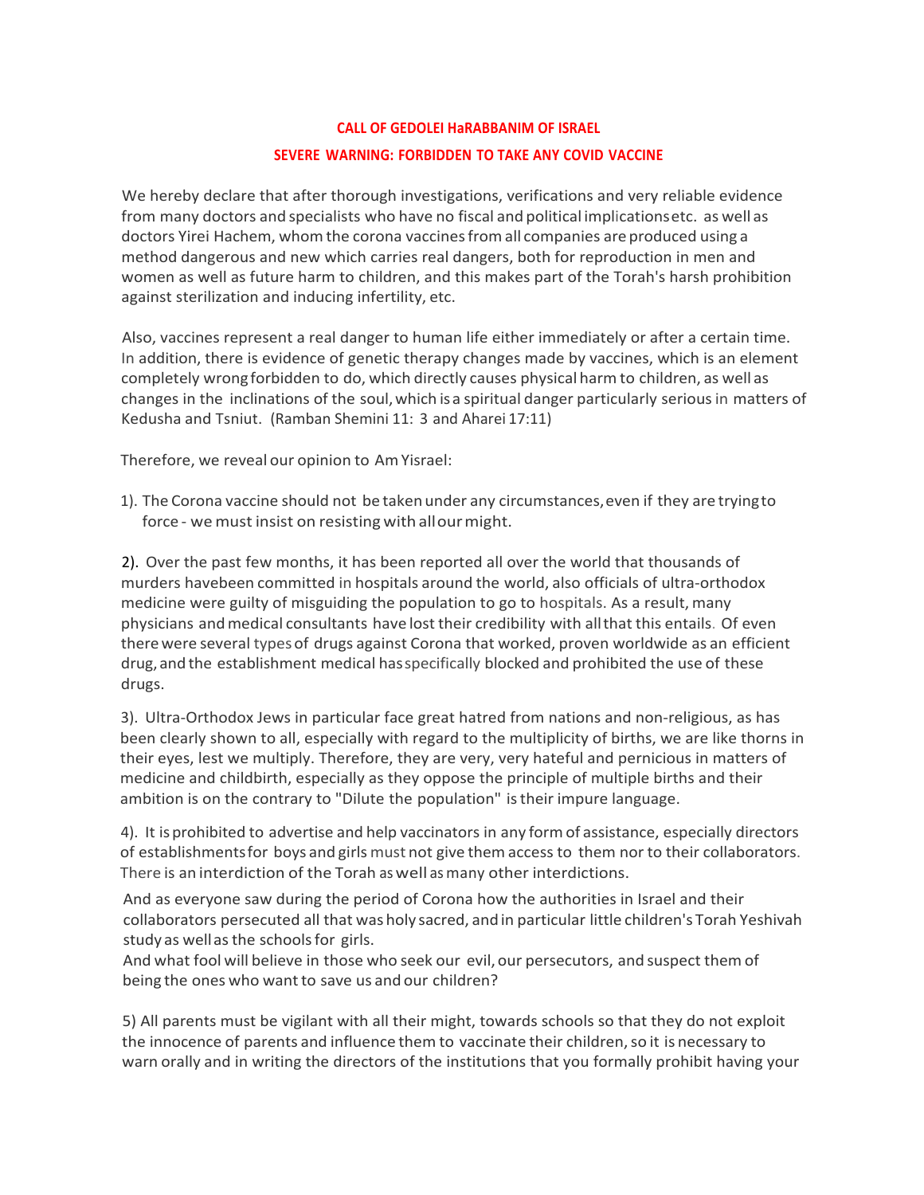**CALL OF GEDOLEI HaRABBANIM OF ISRAEL**

**SEVERE WARNING: FORBIDDEN TO TAKE ANY COVID VACCINE**

We hereby declare that after thorough investigations, verifications and very reliable evidence from many doctors and specialists who have no fiscal and political implicationsetc. as well as doctors Yirei Hachem, whom the corona vaccines from all companies are produced using a method dangerous and new which carries real dangers, both for reproduction in men and women as well as future harm to children, and this makes part of the Torah's harsh prohibition against sterilization and inducing infertility, etc.

Also, vaccines represent a real danger to human life either immediately or after a certain time. In addition, there is evidence of genetic therapy changes made by vaccines, which is an element completely wrong forbidden to do, which directly causes physical harm to children, as well as changes in the inclinations of the soul, which is a spiritual danger particularly serious in matters of Kedusha and Tsniut. (Ramban Shemini 11: 3 and Aharei 17:11)

Therefore, we reveal our opinion to Am Yisrael:

1). The Corona vaccine should not be taken under any circumstances, even if they are trying to force - we must insist on resisting with all our might.

2). Over the past few months, it has been reported all over the world that thousands of murders havebeen committed in hospitals around the world, also officials of ultra-orthodox medicine were guilty of misguiding the population to go to hospitals. As a result, many physicians and medical consultants have lost their credibility with all that this entails. Of even there were several types of drugs against Corona that worked, proven worldwide as an efficient drug, and the establishment medical has specifically blocked and prohibited the use of these drugs.

3). Ultra-Orthodox Jews in particular face great hatred from nations and non-religious, as has been clearly shown to all, especially with regard to the multiplicity of births, we are like thorns in their eyes, lest we multiply. Therefore, they are very, very hateful and pernicious in matters of medicine and childbirth, especially as they oppose the principle of multiple births and their ambition is on the contrary to "Dilute the population" is their impure language.

4). It is prohibited to advertise and help vaccinators in any form of assistance, especially directors of establishments for boys and girls must not give them access to them nor to their collaborators. There is an interdiction of the Torah as well as many other interdictions.

And as everyone saw during the period of Corona how the authorities in Israel and their collaborators persecuted all that was holy sacred, and in particular little children's Torah Yeshivah study as well as the schools for girls.
And what fool will believe in those who seek our evil, our persecutors, and suspect them of being the ones who want to save us and our children?

5) All parents must be vigilant with all their might, towards schools so that they do not exploit the innocence of parents and influence them to vaccinate their children, so it is necessary to warn orally and in writing the directors of the institutions that you formally prohibit having your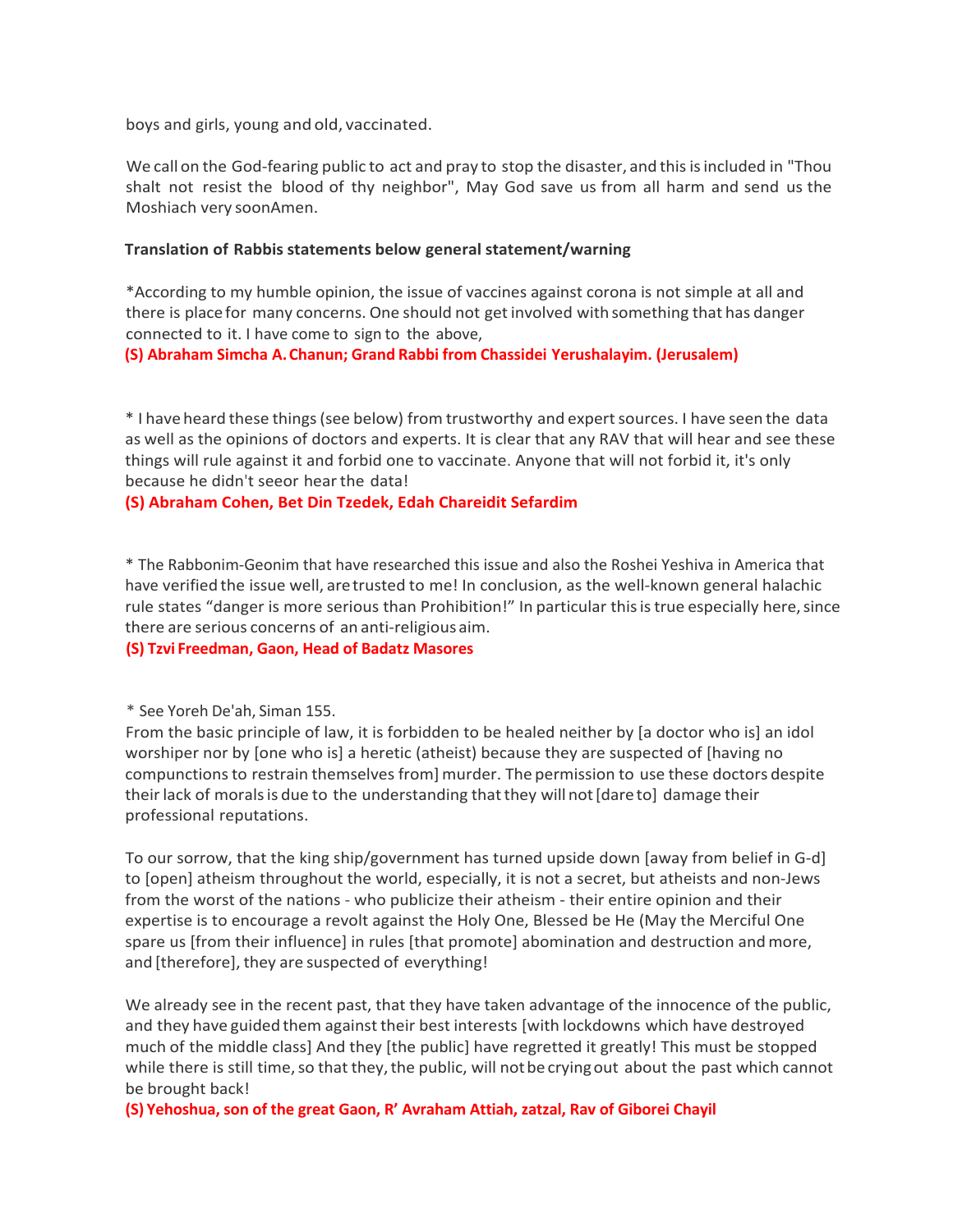boys and girls, young and old, vaccinated.

We call on the God-fearing public to act and pray to stop the disaster, and this is included in "Thou shalt not resist the blood of thy neighbor", May God save us from all harm and send us the Moshiach very soonAmen.

**Translation of Rabbis statements below general statement/warning**

*According to my humble opinion, the issue of vaccines against corona is not simple at all and there is place for many concerns. One should not get involved with something that has danger connected to it. I have come to sign to the above,

**(S) Abraham Simcha A. Chanun; Grand Rabbi from Chassidei Yerushalayim. (Jerusalem)**

* I have heard these things (see below) from trustworthy and expert sources. I have seen the data as well as the opinions of doctors and experts. It is clear that any RAV that will hear and see these things will rule against it and forbid one to vaccinate. Anyone that will not forbid it, it's only because he didn't seeor hear the data!

**(S) Abraham Cohen, Bet Din Tzedek, Edah Chareidit Sefardim**

* The Rabbonim-Geonim that have researched this issue and also the Roshei Yeshiva in America that have verified the issue well, are trusted to me! In conclusion, as the well-known general halachic rule states "danger is more serious than Prohibition!" In particular this is true especially here, since there are serious concerns of an anti-religious aim.

**(S) Tzvi Freedman, Gaon, Head of Badatz Masores**

* See Yoreh De'ah, Siman 155.
From the basic principle of law, it is forbidden to be healed neither by [a doctor who is] an idol worshiper nor by [one who is] a heretic (atheist) because they are suspected of [having no compunctions to restrain themselves from] murder. The permission to use these doctors despite their lack of morals is due to the understanding that they will not [dare to] damage their professional reputations.

To our sorrow, that the king ship/government has turned upside down [away from belief in G-d] to [open] atheism throughout the world, especially, it is not a secret, but atheists and non-Jews from the worst of the nations - who publicize their atheism - their entire opinion and their expertise is to encourage a revolt against the Holy One, Blessed be He (May the Merciful One spare us [from their influence] in rules [that promote] abomination and destruction and more, and [therefore], they are suspected of everything!

We already see in the recent past, that they have taken advantage of the innocence of the public, and they have guided them against their best interests [with lockdowns which have destroyed much of the middle class] And they [the public] have regretted it greatly! This must be stopped while there is still time, so that they, the public, will not be crying out about the past which cannot be brought back!

**(S) Yehoshua, son of the great Gaon, R' Avraham Attiah, zatzal, Rav of Giborei Chayil**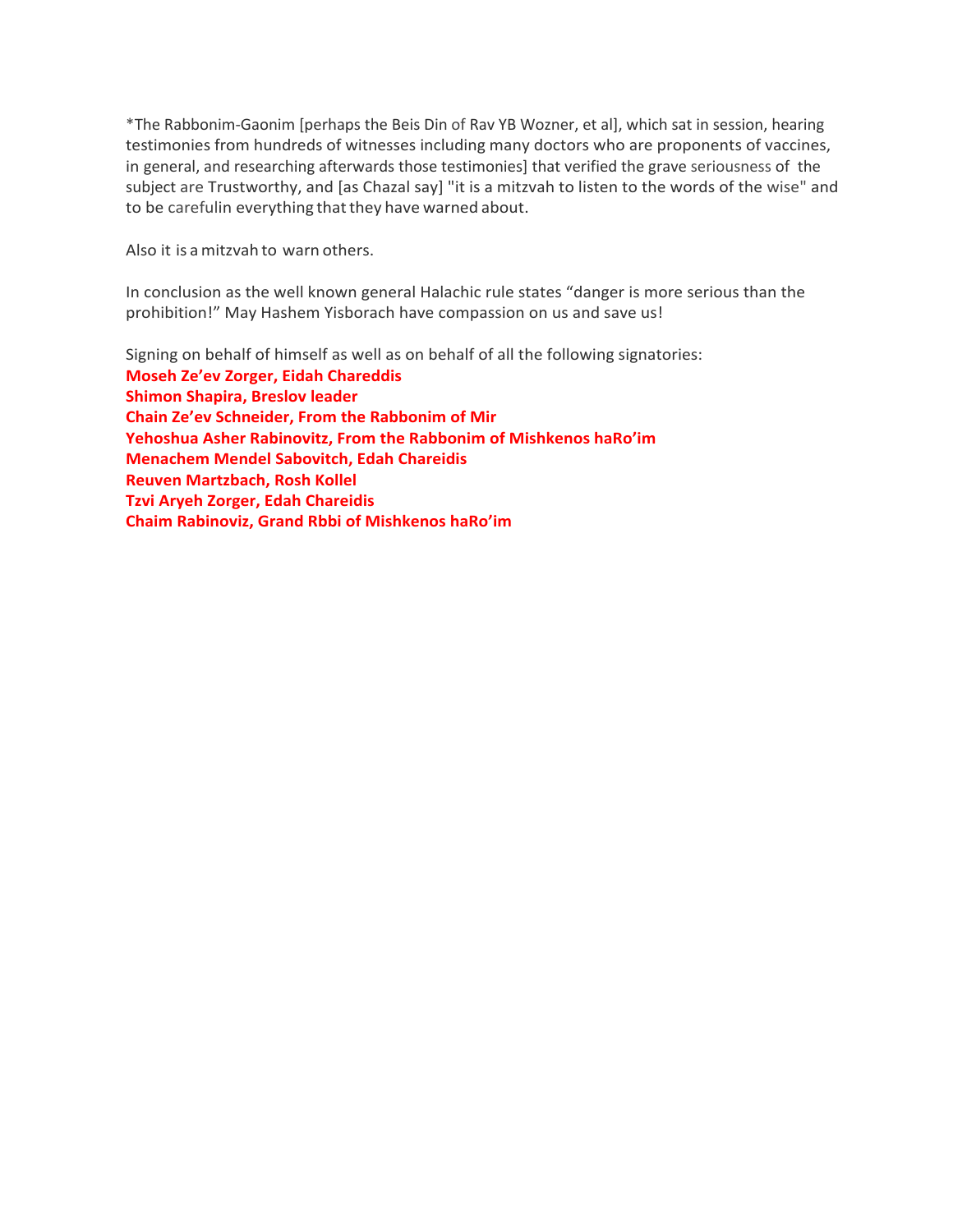*The Rabbonim-Gaonim [perhaps the Beis Din of Rav YB Wozner, et al], which sat in session, hearing testimonies from hundreds of witnesses including many doctors who are proponents of vaccines, in general, and researching afterwards those testimonies] that verified the grave seriousness of the subject are Trustworthy, and [as Chazal say] "it is a mitzvah to listen to the words of the wise" and to be carefulin everything that they have warned about.

Also it is a mitzvah to warn others.

In conclusion as the well known general Halachic rule states “danger is more serious than the prohibition!” May Hashem Yisborach have compassion on us and save us!

Signing on behalf of himself as well as on behalf of all the following signatories:
**Moseh Ze’ev Zorger, Eidah Chareddis**
**Shimon Shapira, Breslov leader**
**Chain Ze’ev Schneider, From the Rabbonim of Mir**
**Yehoshua Asher Rabinovitz, From the Rabbonim of Mishkenos haRo’im**
**Menachem Mendel Sabovitch, Edah Chareidis**
**Reuven Martzbach, Rosh Kollel**
**Tzvi Aryeh Zorger, Edah Chareidis**
**Chaim Rabinoviz, Grand Rbbi of Mishkenos haRo’im**